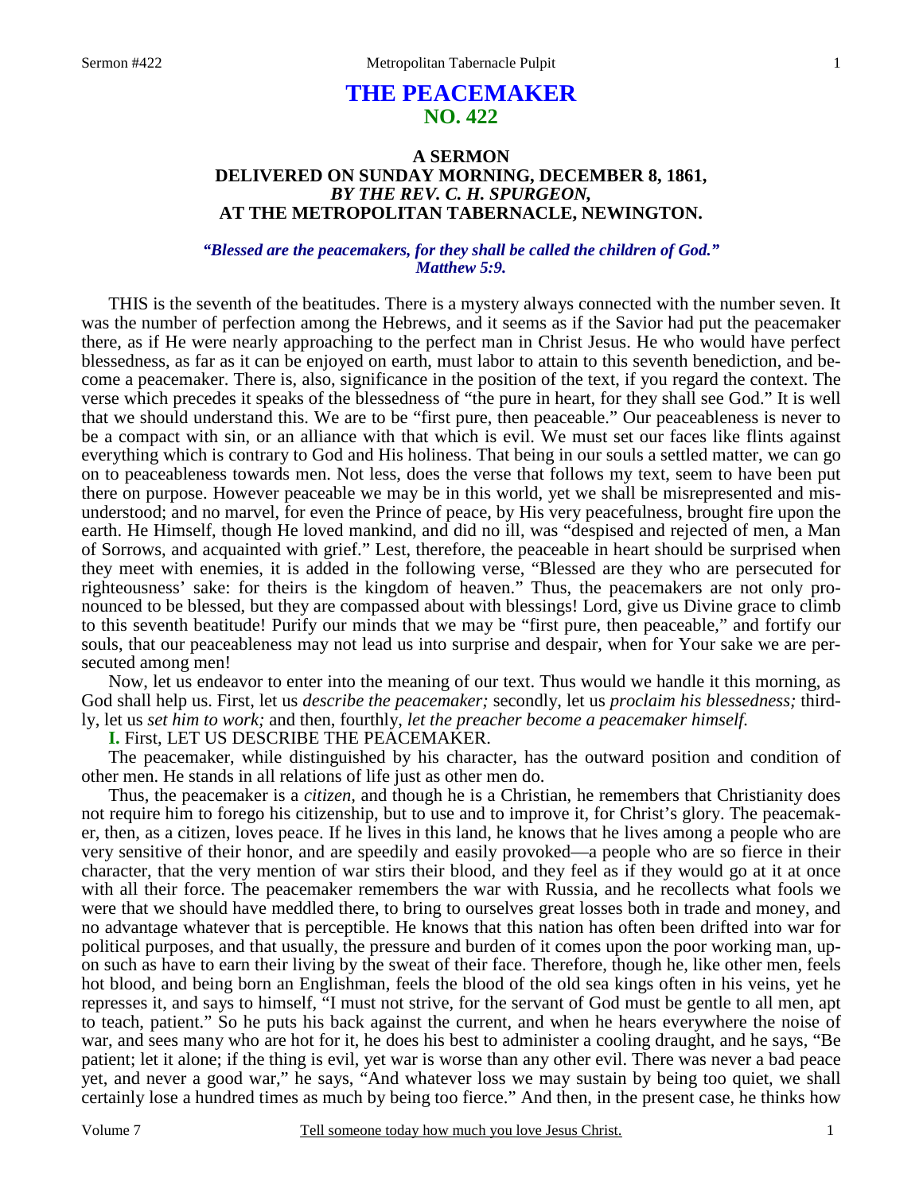# THE PEACEMAKER
## NO. 422

### A SERMON
### DELIVERED ON SUNDAY MORNING, DECEMBER 8, 1861,
### *BY THE REV. C. H. SPURGEON,*
### AT THE METROPOLITAN TABERNACLE, NEWINGTON.

***"Blessed are the peacemakers, for they shall be called the children of God." Matthew 5:9.***

THIS is the seventh of the beatitudes. There is a mystery always connected with the number seven. It was the number of perfection among the Hebrews, and it seems as if the Savior had put the peacemaker there, as if He were nearly approaching to the perfect man in Christ Jesus. He who would have perfect blessedness, as far as it can be enjoyed on earth, must labor to attain to this seventh benediction, and become a peacemaker. There is, also, significance in the position of the text, if you regard the context. The verse which precedes it speaks of the blessedness of "the pure in heart, for they shall see God." It is well that we should understand this. We are to be "first pure, then peaceable." Our peaceableness is never to be a compact with sin, or an alliance with that which is evil. We must set our faces like flints against everything which is contrary to God and His holiness. That being in our souls a settled matter, we can go on to peaceableness towards men. Not less, does the verse that follows my text, seem to have been put there on purpose. However peaceable we may be in this world, yet we shall be misrepresented and misunderstood; and no marvel, for even the Prince of peace, by His very peacefulness, brought fire upon the earth. He Himself, though He loved mankind, and did no ill, was "despised and rejected of men, a Man of Sorrows, and acquainted with grief." Lest, therefore, the peaceable in heart should be surprised when they meet with enemies, it is added in the following verse, "Blessed are they who are persecuted for righteousness' sake: for theirs is the kingdom of heaven." Thus, the peacemakers are not only pronounced to be blessed, but they are compassed about with blessings! Lord, give us Divine grace to climb to this seventh beatitude! Purify our minds that we may be "first pure, then peaceable," and fortify our souls, that our peaceableness may not lead us into surprise and despair, when for Your sake we are persecuted among men!

Now, let us endeavor to enter into the meaning of our text. Thus would we handle it this morning, as God shall help us. First, let us *describe the peacemaker;* secondly, let us *proclaim his blessedness;* thirdly, let us *set him to work;* and then, fourthly, *let the preacher become a peacemaker himself.*

**I.** First, LET US DESCRIBE THE PEACEMAKER.

The peacemaker, while distinguished by his character, has the outward position and condition of other men. He stands in all relations of life just as other men do.

Thus, the peacemaker is a *citizen,* and though he is a Christian, he remembers that Christianity does not require him to forego his citizenship, but to use and to improve it, for Christ's glory. The peacemaker, then, as a citizen, loves peace. If he lives in this land, he knows that he lives among a people who are very sensitive of their honor, and are speedily and easily provoked—a people who are so fierce in their character, that the very mention of war stirs their blood, and they feel as if they would go at it at once with all their force. The peacemaker remembers the war with Russia, and he recollects what fools we were that we should have meddled there, to bring to ourselves great losses both in trade and money, and no advantage whatever that is perceptible. He knows that this nation has often been drifted into war for political purposes, and that usually, the pressure and burden of it comes upon the poor working man, upon such as have to earn their living by the sweat of their face. Therefore, though he, like other men, feels hot blood, and being born an Englishman, feels the blood of the old sea kings often in his veins, yet he represses it, and says to himself, "I must not strive, for the servant of God must be gentle to all men, apt to teach, patient." So he puts his back against the current, and when he hears everywhere the noise of war, and sees many who are hot for it, he does his best to administer a cooling draught, and he says, "Be patient; let it alone; if the thing is evil, yet war is worse than any other evil. There was never a bad peace yet, and never a good war," he says, "And whatever loss we may sustain by being too quiet, we shall certainly lose a hundred times as much by being too fierce." And then, in the present case, he thinks how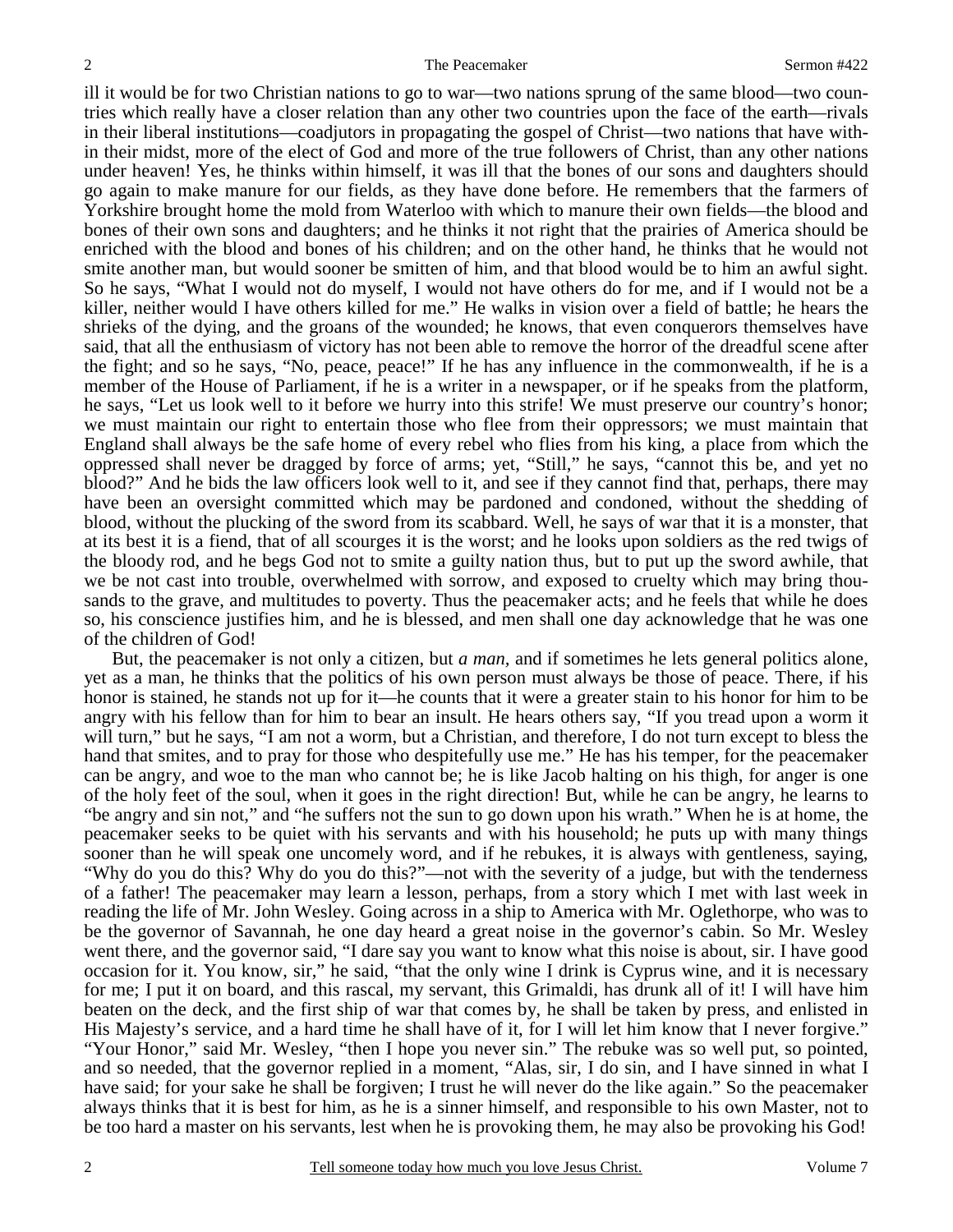ill it would be for two Christian nations to go to war—two nations sprung of the same blood—two countries which really have a closer relation than any other two countries upon the face of the earth—rivals in their liberal institutions—coadjutors in propagating the gospel of Christ—two nations that have within their midst, more of the elect of God and more of the true followers of Christ, than any other nations under heaven! Yes, he thinks within himself, it was ill that the bones of our sons and daughters should go again to make manure for our fields, as they have done before. He remembers that the farmers of Yorkshire brought home the mold from Waterloo with which to manure their own fields—the blood and bones of their own sons and daughters; and he thinks it not right that the prairies of America should be enriched with the blood and bones of his children; and on the other hand, he thinks that he would not smite another man, but would sooner be smitten of him, and that blood would be to him an awful sight. So he says, "What I would not do myself, I would not have others do for me, and if I would not be a killer, neither would I have others killed for me." He walks in vision over a field of battle; he hears the shrieks of the dying, and the groans of the wounded; he knows, that even conquerors themselves have said, that all the enthusiasm of victory has not been able to remove the horror of the dreadful scene after the fight; and so he says, "No, peace, peace!" If he has any influence in the commonwealth, if he is a member of the House of Parliament, if he is a writer in a newspaper, or if he speaks from the platform, he says, "Let us look well to it before we hurry into this strife! We must preserve our country's honor; we must maintain our right to entertain those who flee from their oppressors; we must maintain that England shall always be the safe home of every rebel who flies from his king, a place from which the oppressed shall never be dragged by force of arms; yet, "Still," he says, "cannot this be, and yet no blood?" And he bids the law officers look well to it, and see if they cannot find that, perhaps, there may have been an oversight committed which may be pardoned and condoned, without the shedding of blood, without the plucking of the sword from its scabbard. Well, he says of war that it is a monster, that at its best it is a fiend, that of all scourges it is the worst; and he looks upon soldiers as the red twigs of the bloody rod, and he begs God not to smite a guilty nation thus, but to put up the sword awhile, that we be not cast into trouble, overwhelmed with sorrow, and exposed to cruelty which may bring thousands to the grave, and multitudes to poverty. Thus the peacemaker acts; and he feels that while he does so, his conscience justifies him, and he is blessed, and men shall one day acknowledge that he was one of the children of God!

But, the peacemaker is not only a citizen, but *a man,* and if sometimes he lets general politics alone, yet as a man, he thinks that the politics of his own person must always be those of peace. There, if his honor is stained, he stands not up for it—he counts that it were a greater stain to his honor for him to be angry with his fellow than for him to bear an insult. He hears others say, "If you tread upon a worm it will turn," but he says, "I am not a worm, but a Christian, and therefore, I do not turn except to bless the hand that smites, and to pray for those who despitefully use me." He has his temper, for the peacemaker can be angry, and woe to the man who cannot be; he is like Jacob halting on his thigh, for anger is one of the holy feet of the soul, when it goes in the right direction! But, while he can be angry, he learns to "be angry and sin not," and "he suffers not the sun to go down upon his wrath." When he is at home, the peacemaker seeks to be quiet with his servants and with his household; he puts up with many things sooner than he will speak one uncomely word, and if he rebukes, it is always with gentleness, saying, "Why do you do this? Why do you do this?"—not with the severity of a judge, but with the tenderness of a father! The peacemaker may learn a lesson, perhaps, from a story which I met with last week in reading the life of Mr. John Wesley. Going across in a ship to America with Mr. Oglethorpe, who was to be the governor of Savannah, he one day heard a great noise in the governor's cabin. So Mr. Wesley went there, and the governor said, "I dare say you want to know what this noise is about, sir. I have good occasion for it. You know, sir," he said, "that the only wine I drink is Cyprus wine, and it is necessary for me; I put it on board, and this rascal, my servant, this Grimaldi, has drunk all of it! I will have him beaten on the deck, and the first ship of war that comes by, he shall be taken by press, and enlisted in His Majesty's service, and a hard time he shall have of it, for I will let him know that I never forgive." "Your Honor," said Mr. Wesley, "then I hope you never sin." The rebuke was so well put, so pointed, and so needed, that the governor replied in a moment, "Alas, sir, I do sin, and I have sinned in what I have said; for your sake he shall be forgiven; I trust he will never do the like again." So the peacemaker always thinks that it is best for him, as he is a sinner himself, and responsible to his own Master, not to be too hard a master on his servants, lest when he is provoking them, he may also be provoking his God!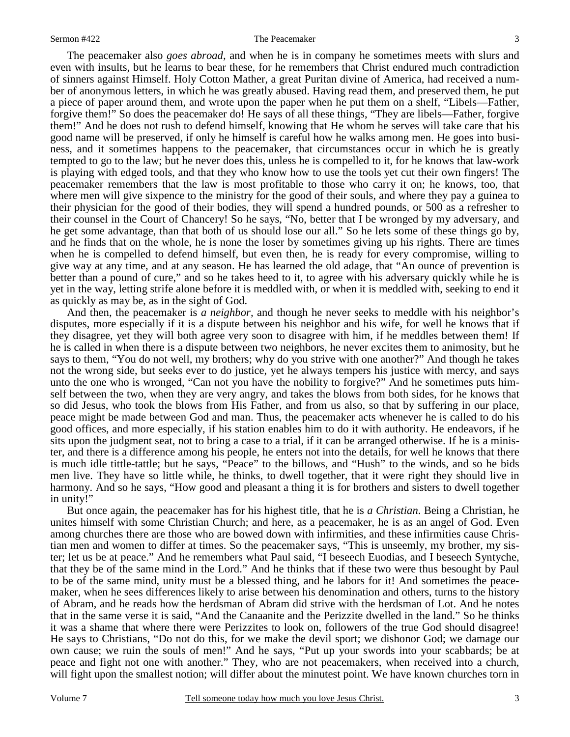The peacemaker also *goes abroad,* and when he is in company he sometimes meets with slurs and even with insults, but he learns to bear these, for he remembers that Christ endured much contradiction of sinners against Himself. Holy Cotton Mather, a great Puritan divine of America, had received a number of anonymous letters, in which he was greatly abused. Having read them, and preserved them, he put a piece of paper around them, and wrote upon the paper when he put them on a shelf, "Libels—Father, forgive them!" So does the peacemaker do! He says of all these things, "They are libels—Father, forgive them!" And he does not rush to defend himself, knowing that He whom he serves will take care that his good name will be preserved, if only he himself is careful how he walks among men. He goes into business, and it sometimes happens to the peacemaker, that circumstances occur in which he is greatly tempted to go to the law; but he never does this, unless he is compelled to it, for he knows that law-work is playing with edged tools, and that they who know how to use the tools yet cut their own fingers! The peacemaker remembers that the law is most profitable to those who carry it on; he knows, too, that where men will give sixpence to the ministry for the good of their souls, and where they pay a guinea to their physician for the good of their bodies, they will spend a hundred pounds, or 500 as a refresher to their counsel in the Court of Chancery! So he says, "No, better that I be wronged by my adversary, and he get some advantage, than that both of us should lose our all." So he lets some of these things go by, and he finds that on the whole, he is none the loser by sometimes giving up his rights. There are times when he is compelled to defend himself, but even then, he is ready for every compromise, willing to give way at any time, and at any season. He has learned the old adage, that "An ounce of prevention is better than a pound of cure," and so he takes heed to it, to agree with his adversary quickly while he is yet in the way, letting strife alone before it is meddled with, or when it is meddled with, seeking to end it as quickly as may be, as in the sight of God.

And then, the peacemaker is *a neighbor,* and though he never seeks to meddle with his neighbor's disputes, more especially if it is a dispute between his neighbor and his wife, for well he knows that if they disagree, yet they will both agree very soon to disagree with him, if he meddles between them! If he is called in when there is a dispute between two neighbors, he never excites them to animosity, but he says to them, "You do not well, my brothers; why do you strive with one another?" And though he takes not the wrong side, but seeks ever to do justice, yet he always tempers his justice with mercy, and says unto the one who is wronged, "Can not you have the nobility to forgive?" And he sometimes puts himself between the two, when they are very angry, and takes the blows from both sides, for he knows that so did Jesus, who took the blows from His Father, and from us also, so that by suffering in our place, peace might be made between God and man. Thus, the peacemaker acts whenever he is called to do his good offices, and more especially, if his station enables him to do it with authority. He endeavors, if he sits upon the judgment seat, not to bring a case to a trial, if it can be arranged otherwise. If he is a minister, and there is a difference among his people, he enters not into the details, for well he knows that there is much idle tittle-tattle; but he says, "Peace" to the billows, and "Hush" to the winds, and so he bids men live. They have so little while, he thinks, to dwell together, that it were right they should live in harmony. And so he says, "How good and pleasant a thing it is for brothers and sisters to dwell together in unity!"

But once again, the peacemaker has for his highest title, that he is *a Christian*. Being a Christian, he unites himself with some Christian Church; and here, as a peacemaker, he is as an angel of God. Even among churches there are those who are bowed down with infirmities, and these infirmities cause Christian men and women to differ at times. So the peacemaker says, "This is unseemly, my brother, my sister; let us be at peace." And he remembers what Paul said, "I beseech Euodias, and I beseech Syntyche, that they be of the same mind in the Lord." And he thinks that if these two were thus besought by Paul to be of the same mind, unity must be a blessed thing, and he labors for it! And sometimes the peacemaker, when he sees differences likely to arise between his denomination and others, turns to the history of Abram, and he reads how the herdsman of Abram did strive with the herdsman of Lot. And he notes that in the same verse it is said, "And the Canaanite and the Perizzite dwelled in the land." So he thinks it was a shame that where there were Perizzites to look on, followers of the true God should disagree! He says to Christians, "Do not do this, for we make the devil sport; we dishonor God; we damage our own cause; we ruin the souls of men!" And he says, "Put up your swords into your scabbards; be at peace and fight not one with another." They, who are not peacemakers, when received into a church, will fight upon the smallest notion; will differ about the minutest point. We have known churches torn in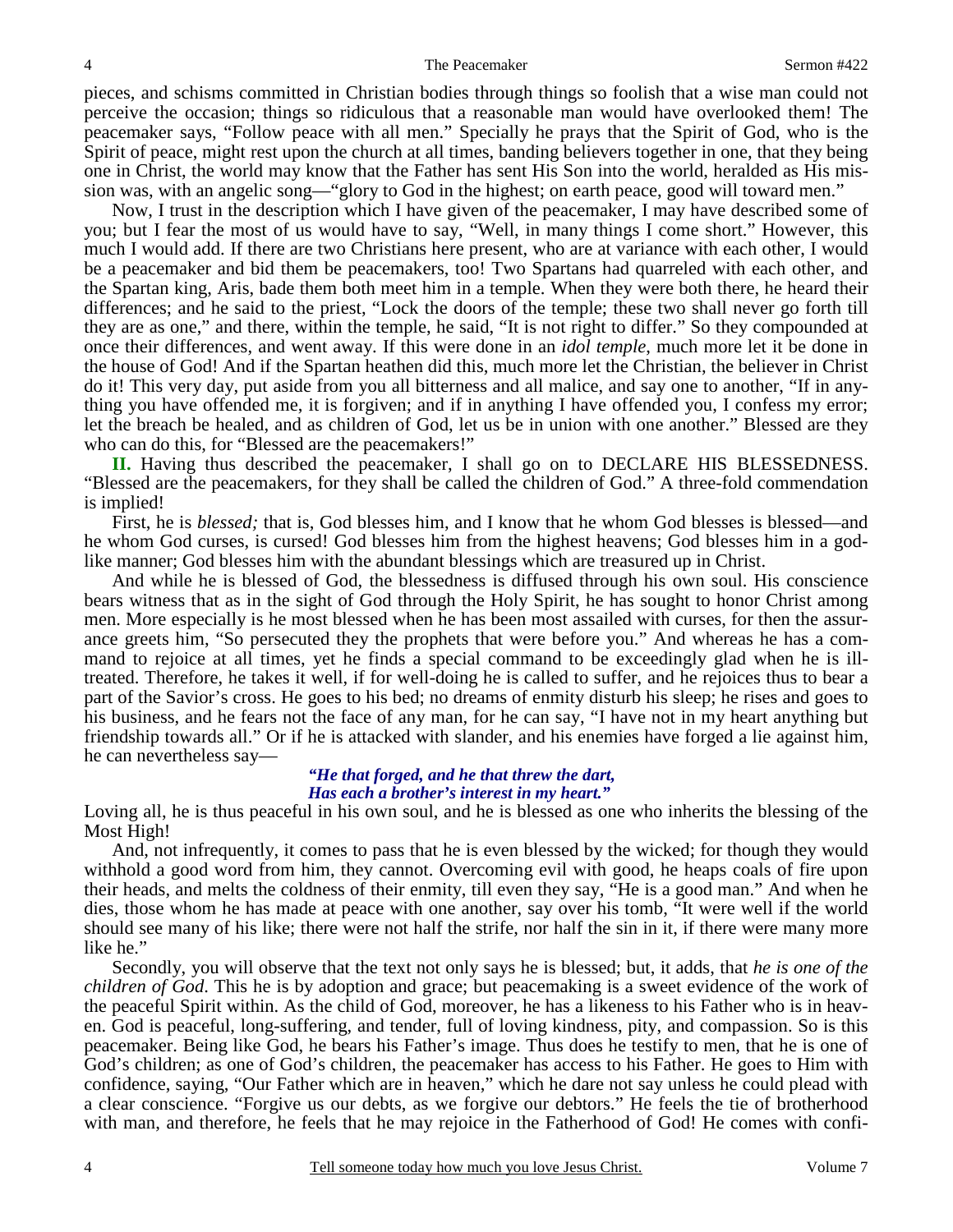pieces, and schisms committed in Christian bodies through things so foolish that a wise man could not perceive the occasion; things so ridiculous that a reasonable man would have overlooked them! The peacemaker says, "Follow peace with all men." Specially he prays that the Spirit of God, who is the Spirit of peace, might rest upon the church at all times, banding believers together in one, that they being one in Christ, the world may know that the Father has sent His Son into the world, heralded as His mission was, with an angelic song—"glory to God in the highest; on earth peace, good will toward men."

Now, I trust in the description which I have given of the peacemaker, I may have described some of you; but I fear the most of us would have to say, "Well, in many things I come short." However, this much I would add. If there are two Christians here present, who are at variance with each other, I would be a peacemaker and bid them be peacemakers, too! Two Spartans had quarreled with each other, and the Spartan king, Aris, bade them both meet him in a temple. When they were both there, he heard their differences; and he said to the priest, "Lock the doors of the temple; these two shall never go forth till they are as one," and there, within the temple, he said, "It is not right to differ." So they compounded at once their differences, and went away. If this were done in an *idol temple*, much more let it be done in the house of God! And if the Spartan heathen did this, much more let the Christian, the believer in Christ do it! This very day, put aside from you all bitterness and all malice, and say one to another, "If in anything you have offended me, it is forgiven; and if in anything I have offended you, I confess my error; let the breach be healed, and as children of God, let us be in union with one another." Blessed are they who can do this, for "Blessed are the peacemakers!"

**II.** Having thus described the peacemaker, I shall go on to DECLARE HIS BLESSEDNESS. "Blessed are the peacemakers, for they shall be called the children of God." A three-fold commendation is implied!

First, he is *blessed;* that is, God blesses him, and I know that he whom God blesses is blessed—and he whom God curses, is cursed! God blesses him from the highest heavens; God blesses him in a godlike manner; God blesses him with the abundant blessings which are treasured up in Christ.

And while he is blessed of God, the blessedness is diffused through his own soul. His conscience bears witness that as in the sight of God through the Holy Spirit, he has sought to honor Christ among men. More especially is he most blessed when he has been most assailed with curses, for then the assurance greets him, "So persecuted they the prophets that were before you." And whereas he has a command to rejoice at all times, yet he finds a special command to be exceedingly glad when he is ill-treated. Therefore, he takes it well, if for well-doing he is called to suffer, and he rejoices thus to bear a part of the Savior's cross. He goes to his bed; no dreams of enmity disturb his sleep; he rises and goes to his business, and he fears not the face of any man, for he can say, "I have not in my heart anything but friendship towards all." Or if he is attacked with slander, and his enemies have forged a lie against him, he can nevertheless say—

> ***"He that forged, and he that threw the dart,***
> ***Has each a brother's interest in my heart."***

Loving all, he is thus peaceful in his own soul, and he is blessed as one who inherits the blessing of the Most High!

And, not infrequently, it comes to pass that he is even blessed by the wicked; for though they would withhold a good word from him, they cannot. Overcoming evil with good, he heaps coals of fire upon their heads, and melts the coldness of their enmity, till even they say, "He is a good man." And when he dies, those whom he has made at peace with one another, say over his tomb, "It were well if the world should see many of his like; there were not half the strife, nor half the sin in it, if there were many more like he."

Secondly, you will observe that the text not only says he is blessed; but, it adds, that *he is one of the children of God*. This he is by adoption and grace; but peacemaking is a sweet evidence of the work of the peaceful Spirit within. As the child of God, moreover, he has a likeness to his Father who is in heaven. God is peaceful, long-suffering, and tender, full of loving kindness, pity, and compassion. So is this peacemaker. Being like God, he bears his Father's image. Thus does he testify to men, that he is one of God's children; as one of God's children, the peacemaker has access to his Father. He goes to Him with confidence, saying, "Our Father which are in heaven," which he dare not say unless he could plead with a clear conscience. "Forgive us our debts, as we forgive our debtors." He feels the tie of brotherhood with man, and therefore, he feels that he may rejoice in the Fatherhood of God! He comes with confi-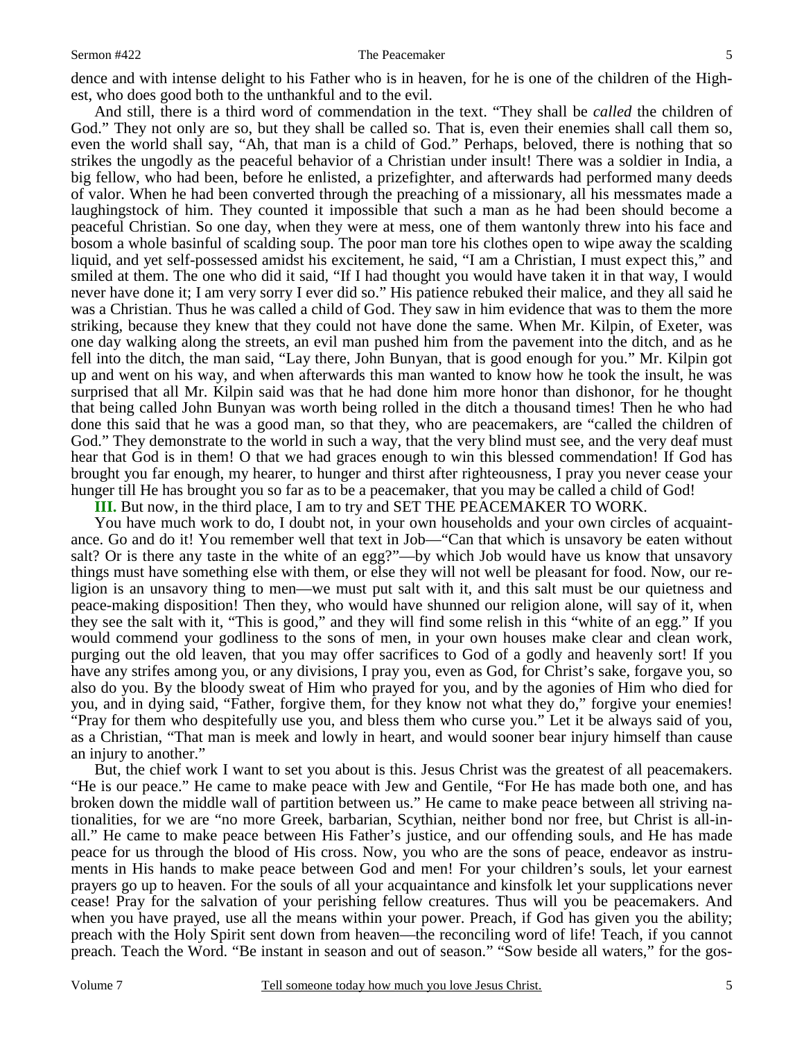dence and with intense delight to his Father who is in heaven, for he is one of the children of the Highest, who does good both to the unthankful and to the evil.

And still, there is a third word of commendation in the text. "They shall be *called* the children of God." They not only are so, but they shall be called so. That is, even their enemies shall call them so, even the world shall say, "Ah, that man is a child of God." Perhaps, beloved, there is nothing that so strikes the ungodly as the peaceful behavior of a Christian under insult! There was a soldier in India, a big fellow, who had been, before he enlisted, a prizefighter, and afterwards had performed many deeds of valor. When he had been converted through the preaching of a missionary, all his messmates made a laughingstock of him. They counted it impossible that such a man as he had been should become a peaceful Christian. So one day, when they were at mess, one of them wantonly threw into his face and bosom a whole basinful of scalding soup. The poor man tore his clothes open to wipe away the scalding liquid, and yet self-possessed amidst his excitement, he said, "I am a Christian, I must expect this," and smiled at them. The one who did it said, "If I had thought you would have taken it in that way, I would never have done it; I am very sorry I ever did so." His patience rebuked their malice, and they all said he was a Christian. Thus he was called a child of God. They saw in him evidence that was to them the more striking, because they knew that they could not have done the same. When Mr. Kilpin, of Exeter, was one day walking along the streets, an evil man pushed him from the pavement into the ditch, and as he fell into the ditch, the man said, "Lay there, John Bunyan, that is good enough for you." Mr. Kilpin got up and went on his way, and when afterwards this man wanted to know how he took the insult, he was surprised that all Mr. Kilpin said was that he had done him more honor than dishonor, for he thought that being called John Bunyan was worth being rolled in the ditch a thousand times! Then he who had done this said that he was a good man, so that they, who are peacemakers, are "called the children of God." They demonstrate to the world in such a way, that the very blind must see, and the very deaf must hear that God is in them! O that we had graces enough to win this blessed commendation! If God has brought you far enough, my hearer, to hunger and thirst after righteousness, I pray you never cease your hunger till He has brought you so far as to be a peacemaker, that you may be called a child of God!

**III.** But now, in the third place, I am to try and SET THE PEACEMAKER TO WORK.

You have much work to do, I doubt not, in your own households and your own circles of acquaintance. Go and do it! You remember well that text in Job—"Can that which is unsavory be eaten without salt? Or is there any taste in the white of an egg?"—by which Job would have us know that unsavory things must have something else with them, or else they will not well be pleasant for food. Now, our religion is an unsavory thing to men—we must put salt with it, and this salt must be our quietness and peace-making disposition! Then they, who would have shunned our religion alone, will say of it, when they see the salt with it, "This is good," and they will find some relish in this "white of an egg." If you would commend your godliness to the sons of men, in your own houses make clear and clean work, purging out the old leaven, that you may offer sacrifices to God of a godly and heavenly sort! If you have any strifes among you, or any divisions, I pray you, even as God, for Christ's sake, forgave you, so also do you. By the bloody sweat of Him who prayed for you, and by the agonies of Him who died for you, and in dying said, "Father, forgive them, for they know not what they do," forgive your enemies! "Pray for them who despitefully use you, and bless them who curse you." Let it be always said of you, as a Christian, "That man is meek and lowly in heart, and would sooner bear injury himself than cause an injury to another."

But, the chief work I want to set you about is this. Jesus Christ was the greatest of all peacemakers. "He is our peace." He came to make peace with Jew and Gentile, "For He has made both one, and has broken down the middle wall of partition between us." He came to make peace between all striving nationalities, for we are "no more Greek, barbarian, Scythian, neither bond nor free, but Christ is all-in-all." He came to make peace between His Father's justice, and our offending souls, and He has made peace for us through the blood of His cross. Now, you who are the sons of peace, endeavor as instruments in His hands to make peace between God and men! For your children's souls, let your earnest prayers go up to heaven. For the souls of all your acquaintance and kinsfolk let your supplications never cease! Pray for the salvation of your perishing fellow creatures. Thus will you be peacemakers. And when you have prayed, use all the means within your power. Preach, if God has given you the ability; preach with the Holy Spirit sent down from heaven—the reconciling word of life! Teach, if you cannot preach. Teach the Word. "Be instant in season and out of season." "Sow beside all waters," for the gos-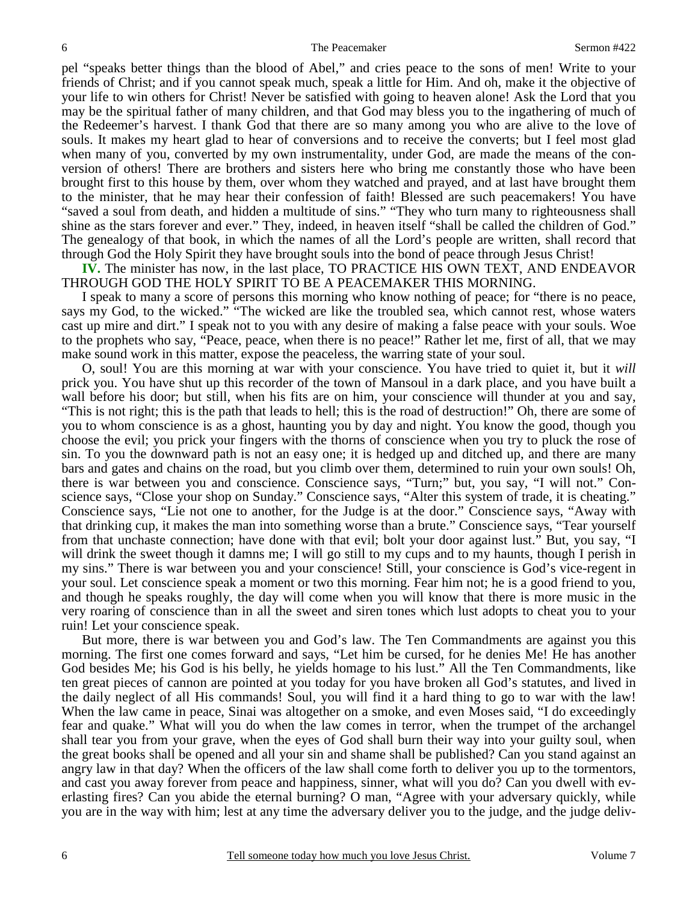pel "speaks better things than the blood of Abel," and cries peace to the sons of men! Write to your friends of Christ; and if you cannot speak much, speak a little for Him. And oh, make it the objective of your life to win others for Christ! Never be satisfied with going to heaven alone! Ask the Lord that you may be the spiritual father of many children, and that God may bless you to the ingathering of much of the Redeemer's harvest. I thank God that there are so many among you who are alive to the love of souls. It makes my heart glad to hear of conversions and to receive the converts; but I feel most glad when many of you, converted by my own instrumentality, under God, are made the means of the conversion of others! There are brothers and sisters here who bring me constantly those who have been brought first to this house by them, over whom they watched and prayed, and at last have brought them to the minister, that he may hear their confession of faith! Blessed are such peacemakers! You have "saved a soul from death, and hidden a multitude of sins." "They who turn many to righteousness shall shine as the stars forever and ever." They, indeed, in heaven itself "shall be called the children of God." The genealogy of that book, in which the names of all the Lord's people are written, shall record that through God the Holy Spirit they have brought souls into the bond of peace through Jesus Christ!

**IV.** The minister has now, in the last place, TO PRACTICE HIS OWN TEXT, AND ENDEAVOR THROUGH GOD THE HOLY SPIRIT TO BE A PEACEMAKER THIS MORNING.

I speak to many a score of persons this morning who know nothing of peace; for "there is no peace, says my God, to the wicked." "The wicked are like the troubled sea, which cannot rest, whose waters cast up mire and dirt." I speak not to you with any desire of making a false peace with your souls. Woe to the prophets who say, "Peace, peace, when there is no peace!" Rather let me, first of all, that we may make sound work in this matter, expose the peaceless, the warring state of your soul.

O, soul! You are this morning at war with your conscience. You have tried to quiet it, but it *will* prick you. You have shut up this recorder of the town of Mansoul in a dark place, and you have built a wall before his door; but still, when his fits are on him, your conscience will thunder at you and say, "This is not right; this is the path that leads to hell; this is the road of destruction!" Oh, there are some of you to whom conscience is as a ghost, haunting you by day and night. You know the good, though you choose the evil; you prick your fingers with the thorns of conscience when you try to pluck the rose of sin. To you the downward path is not an easy one; it is hedged up and ditched up, and there are many bars and gates and chains on the road, but you climb over them, determined to ruin your own souls! Oh, there is war between you and conscience. Conscience says, "Turn;" but, you say, "I will not." Conscience says, "Close your shop on Sunday." Conscience says, "Alter this system of trade, it is cheating." Conscience says, "Lie not one to another, for the Judge is at the door." Conscience says, "Away with that drinking cup, it makes the man into something worse than a brute." Conscience says, "Tear yourself from that unchaste connection; have done with that evil; bolt your door against lust." But, you say, "I will drink the sweet though it damns me; I will go still to my cups and to my haunts, though I perish in my sins." There is war between you and your conscience! Still, your conscience is God's vice-regent in your soul. Let conscience speak a moment or two this morning. Fear him not; he is a good friend to you, and though he speaks roughly, the day will come when you will know that there is more music in the very roaring of conscience than in all the sweet and siren tones which lust adopts to cheat you to your ruin! Let your conscience speak.

But more, there is war between you and God's law. The Ten Commandments are against you this morning. The first one comes forward and says, "Let him be cursed, for he denies Me! He has another God besides Me; his God is his belly, he yields homage to his lust." All the Ten Commandments, like ten great pieces of cannon are pointed at you today for you have broken all God's statutes, and lived in the daily neglect of all His commands! Soul, you will find it a hard thing to go to war with the law! When the law came in peace, Sinai was altogether on a smoke, and even Moses said, "I do exceedingly fear and quake." What will you do when the law comes in terror, when the trumpet of the archangel shall tear you from your grave, when the eyes of God shall burn their way into your guilty soul, when the great books shall be opened and all your sin and shame shall be published? Can you stand against an angry law in that day? When the officers of the law shall come forth to deliver you up to the tormentors, and cast you away forever from peace and happiness, sinner, what will you do? Can you dwell with everlasting fires? Can you abide the eternal burning? O man, "Agree with your adversary quickly, while you are in the way with him; lest at any time the adversary deliver you to the judge, and the judge deliv-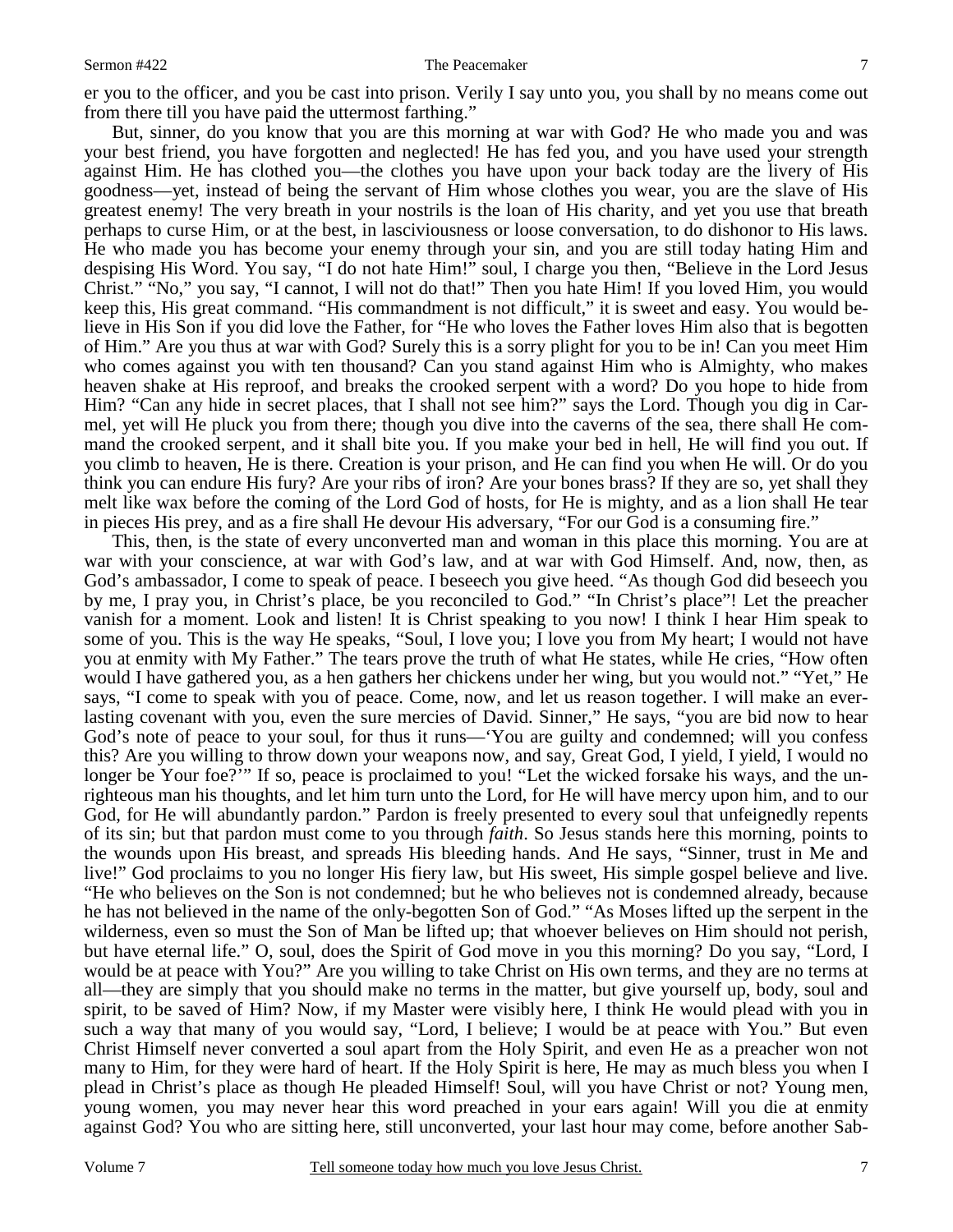er you to the officer, and you be cast into prison. Verily I say unto you, you shall by no means come out from there till you have paid the uttermost farthing."

But, sinner, do you know that you are this morning at war with God? He who made you and was your best friend, you have forgotten and neglected! He has fed you, and you have used your strength against Him. He has clothed you—the clothes you have upon your back today are the livery of His goodness—yet, instead of being the servant of Him whose clothes you wear, you are the slave of His greatest enemy! The very breath in your nostrils is the loan of His charity, and yet you use that breath perhaps to curse Him, or at the best, in lasciviousness or loose conversation, to do dishonor to His laws. He who made you has become your enemy through your sin, and you are still today hating Him and despising His Word. You say, "I do not hate Him!" soul, I charge you then, "Believe in the Lord Jesus Christ." "No," you say, "I cannot, I will not do that!" Then you hate Him! If you loved Him, you would keep this, His great command. "His commandment is not difficult," it is sweet and easy. You would believe in His Son if you did love the Father, for "He who loves the Father loves Him also that is begotten of Him." Are you thus at war with God? Surely this is a sorry plight for you to be in! Can you meet Him who comes against you with ten thousand? Can you stand against Him who is Almighty, who makes heaven shake at His reproof, and breaks the crooked serpent with a word? Do you hope to hide from Him? "Can any hide in secret places, that I shall not see him?" says the Lord. Though you dig in Carmel, yet will He pluck you from there; though you dive into the caverns of the sea, there shall He command the crooked serpent, and it shall bite you. If you make your bed in hell, He will find you out. If you climb to heaven, He is there. Creation is your prison, and He can find you when He will. Or do you think you can endure His fury? Are your ribs of iron? Are your bones brass? If they are so, yet shall they melt like wax before the coming of the Lord God of hosts, for He is mighty, and as a lion shall He tear in pieces His prey, and as a fire shall He devour His adversary, "For our God is a consuming fire."

This, then, is the state of every unconverted man and woman in this place this morning. You are at war with your conscience, at war with God's law, and at war with God Himself. And, now, then, as God's ambassador, I come to speak of peace. I beseech you give heed. "As though God did beseech you by me, I pray you, in Christ's place, be you reconciled to God." "In Christ's place"! Let the preacher vanish for a moment. Look and listen! It is Christ speaking to you now! I think I hear Him speak to some of you. This is the way He speaks, "Soul, I love you; I love you from My heart; I would not have you at enmity with My Father." The tears prove the truth of what He states, while He cries, "How often would I have gathered you, as a hen gathers her chickens under her wing, but you would not." "Yet," He says, "I come to speak with you of peace. Come, now, and let us reason together. I will make an everlasting covenant with you, even the sure mercies of David. Sinner," He says, "you are bid now to hear God's note of peace to your soul, for thus it runs—'You are guilty and condemned; will you confess this? Are you willing to throw down your weapons now, and say, Great God, I yield, I yield, I would no longer be Your foe?'" If so, peace is proclaimed to you! "Let the wicked forsake his ways, and the unrighteous man his thoughts, and let him turn unto the Lord, for He will have mercy upon him, and to our God, for He will abundantly pardon." Pardon is freely presented to every soul that unfeignedly repents of its sin; but that pardon must come to you through *faith*. So Jesus stands here this morning, points to the wounds upon His breast, and spreads His bleeding hands. And He says, "Sinner, trust in Me and live!" God proclaims to you no longer His fiery law, but His sweet, His simple gospel believe and live. "He who believes on the Son is not condemned; but he who believes not is condemned already, because he has not believed in the name of the only-begotten Son of God." "As Moses lifted up the serpent in the wilderness, even so must the Son of Man be lifted up; that whoever believes on Him should not perish, but have eternal life." O, soul, does the Spirit of God move in you this morning? Do you say, "Lord, I would be at peace with You?" Are you willing to take Christ on His own terms, and they are no terms at all—they are simply that you should make no terms in the matter, but give yourself up, body, soul and spirit, to be saved of Him? Now, if my Master were visibly here, I think He would plead with you in such a way that many of you would say, "Lord, I believe; I would be at peace with You." But even Christ Himself never converted a soul apart from the Holy Spirit, and even He as a preacher won not many to Him, for they were hard of heart. If the Holy Spirit is here, He may as much bless you when I plead in Christ's place as though He pleaded Himself! Soul, will you have Christ or not? Young men, young women, you may never hear this word preached in your ears again! Will you die at enmity against God? You who are sitting here, still unconverted, your last hour may come, before another Sab-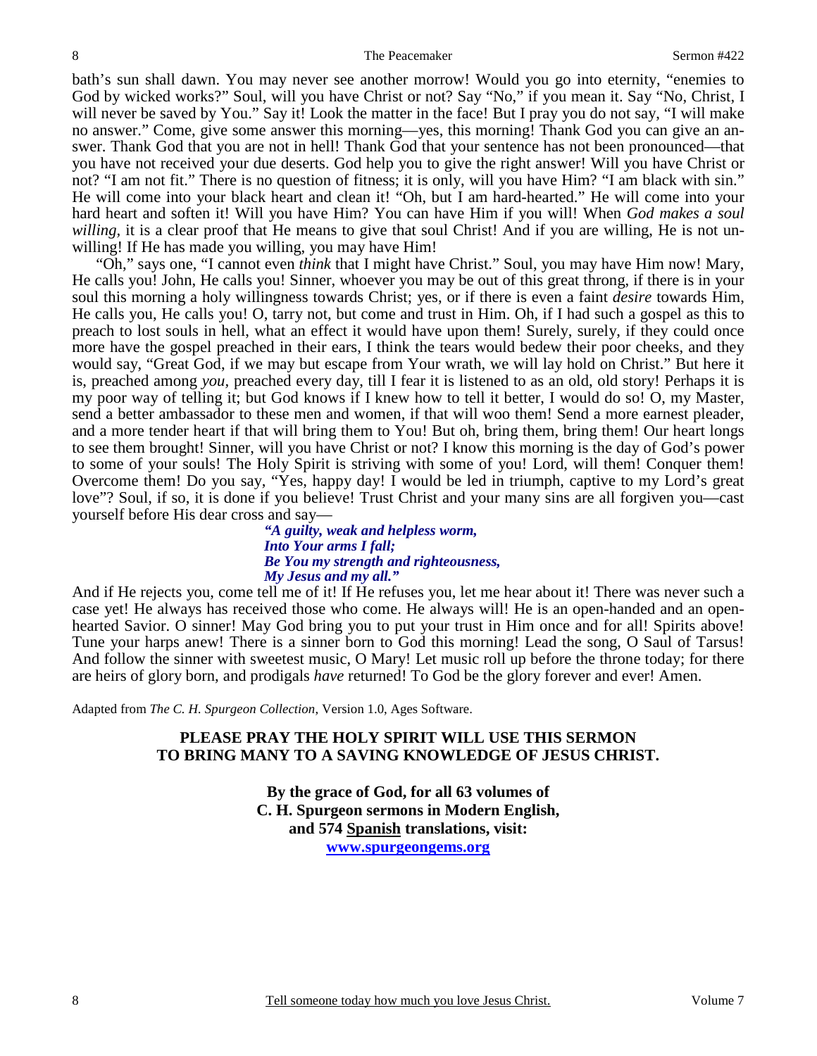bath's sun shall dawn. You may never see another morrow! Would you go into eternity, "enemies to God by wicked works?" Soul, will you have Christ or not? Say "No," if you mean it. Say "No, Christ, I will never be saved by You." Say it! Look the matter in the face! But I pray you do not say, "I will make no answer." Come, give some answer this morning—yes, this morning! Thank God you can give an answer. Thank God that you are not in hell! Thank God that your sentence has not been pronounced—that you have not received your due deserts. God help you to give the right answer! Will you have Christ or not? "I am not fit." There is no question of fitness; it is only, will you have Him? "I am black with sin." He will come into your black heart and clean it! "Oh, but I am hard-hearted." He will come into your hard heart and soften it! Will you have Him? You can have Him if you will! When *God makes a soul willing*, it is a clear proof that He means to give that soul Christ! And if you are willing, He is not unwilling! If He has made you willing, you may have Him!

"Oh," says one, "I cannot even *think* that I might have Christ." Soul, you may have Him now! Mary, He calls you! John, He calls you! Sinner, whoever you may be out of this great throng, if there is in your soul this morning a holy willingness towards Christ; yes, or if there is even a faint *desire* towards Him, He calls you, He calls you! O, tarry not, but come and trust in Him. Oh, if I had such a gospel as this to preach to lost souls in hell, what an effect it would have upon them! Surely, surely, if they could once more have the gospel preached in their ears, I think the tears would bedew their poor cheeks, and they would say, "Great God, if we may but escape from Your wrath, we will lay hold on Christ." But here it is, preached among *you*, preached every day, till I fear it is listened to as an old, old story! Perhaps it is my poor way of telling it; but God knows if I knew how to tell it better, I would do so! O, my Master, send a better ambassador to these men and women, if that will woo them! Send a more earnest pleader, and a more tender heart if that will bring them to You! But oh, bring them, bring them! Our heart longs to see them brought! Sinner, will you have Christ or not? I know this morning is the day of God's power to some of your souls! The Holy Spirit is striving with some of you! Lord, will them! Conquer them! Overcome them! Do you say, "Yes, happy day! I would be led in triumph, captive to my Lord's great love"? Soul, if so, it is done if you believe! Trust Christ and your many sins are all forgiven you—cast yourself before His dear cross and say—

> ***"A guilty, weak and helpless worm,***
> ***Into Your arms I fall;***
> ***Be You my strength and righteousness,***
> ***My Jesus and my all."***

And if He rejects you, come tell me of it! If He refuses you, let me hear about it! There was never such a case yet! He always has received those who come. He always will! He is an open-handed and an open-hearted Savior. O sinner! May God bring you to put your trust in Him once and for all! Spirits above! Tune your harps anew! There is a sinner born to God this morning! Lead the song, O Saul of Tarsus! And follow the sinner with sweetest music, O Mary! Let music roll up before the throne today; for there are heirs of glory born, and prodigals *have* returned! To God be the glory forever and ever! Amen.

Adapted from *The C. H. Spurgeon Collection*, Version 1.0, Ages Software.

**PLEASE PRAY THE HOLY SPIRIT WILL USE THIS SERMON TO BRING MANY TO A SAVING KNOWLEDGE OF JESUS CHRIST.**

**By the grace of God, for all 63 volumes of C. H. Spurgeon sermons in Modern English, and 574 Spanish translations, visit: www.spurgeongems.org**